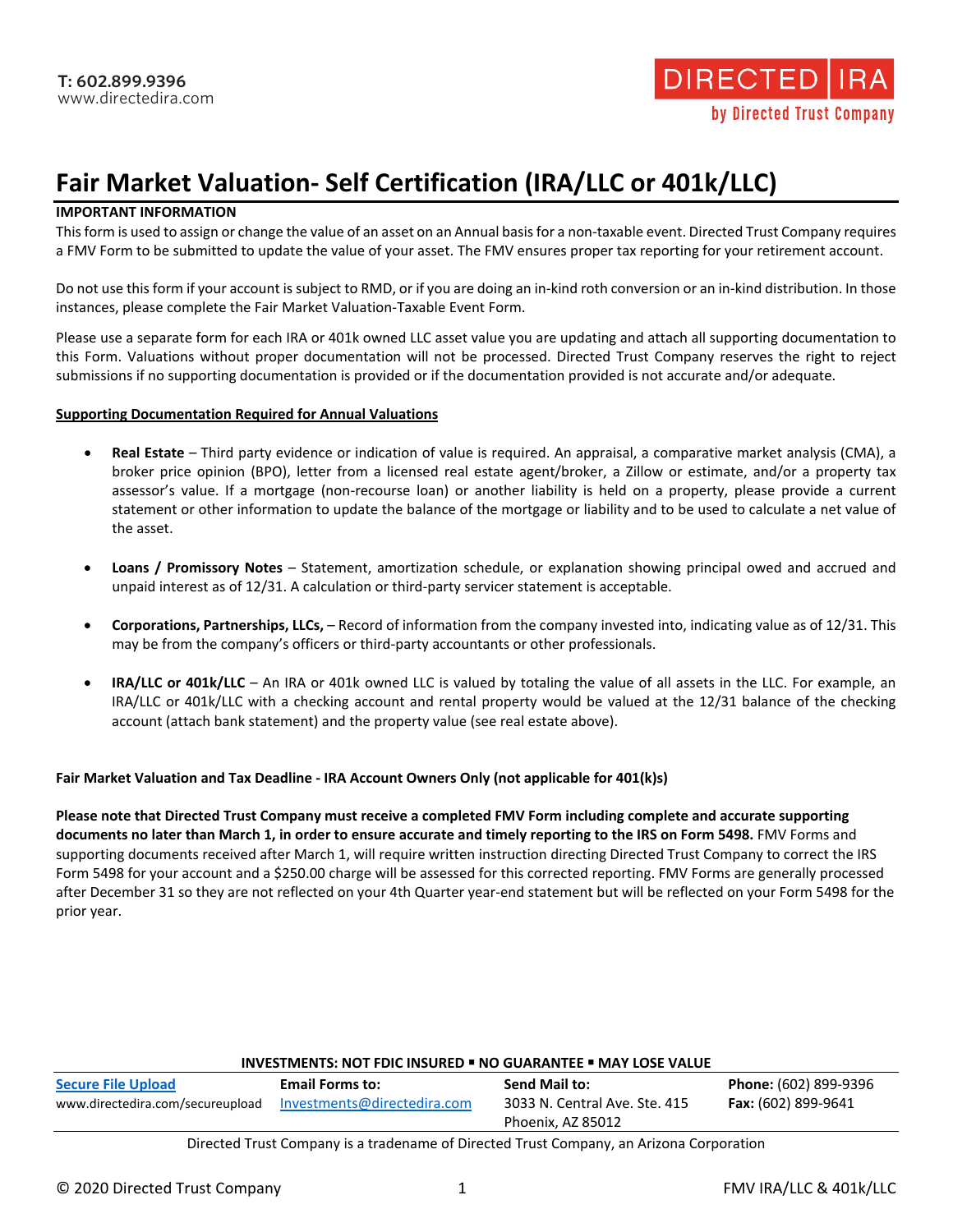**T: 602.899.9396**
www.directedira.com

DIRECTED IRA
by Directed Trust Company

# Fair Market Valuation- Self Certification (IRA/LLC or 401k/LLC)

**IMPORTANT INFORMATION**

This form is used to assign or change the value of an asset on an Annual basis for a non-taxable event. Directed Trust Company requires a FMV Form to be submitted to update the value of your asset. The FMV ensures proper tax reporting for your retirement account.

Do not use this form if your account is subject to RMD, or if you are doing an in-kind roth conversion or an in-kind distribution. In those instances, please complete the Fair Market Valuation-Taxable Event Form.

Please use a separate form for each IRA or 401k owned LLC asset value you are updating and attach all supporting documentation to this Form. Valuations without proper documentation will not be processed. Directed Trust Company reserves the right to reject submissions if no supporting documentation is provided or if the documentation provided is not accurate and/or adequate.

**Supporting Documentation Required for Annual Valuations**

- **Real Estate** – Third party evidence or indication of value is required. An appraisal, a comparative market analysis (CMA), a broker price opinion (BPO), letter from a licensed real estate agent/broker, a Zillow or estimate, and/or a property tax assessor's value. If a mortgage (non-recourse loan) or another liability is held on a property, please provide a current statement or other information to update the balance of the mortgage or liability and to be used to calculate a net value of the asset.

- **Loans / Promissory Notes** – Statement, amortization schedule, or explanation showing principal owed and accrued and unpaid interest as of 12/31. A calculation or third-party servicer statement is acceptable.

- **Corporations, Partnerships, LLCs,** – Record of information from the company invested into, indicating value as of 12/31. This may be from the company's officers or third-party accountants or other professionals.

- **IRA/LLC or 401k/LLC** – An IRA or 401k owned LLC is valued by totaling the value of all assets in the LLC. For example, an IRA/LLC or 401k/LLC with a checking account and rental property would be valued at the 12/31 balance of the checking account (attach bank statement) and the property value (see real estate above).

**Fair Market Valuation and Tax Deadline - IRA Account Owners Only (not applicable for 401(k)s)**

**Please note that Directed Trust Company must receive a completed FMV Form including complete and accurate supporting documents no later than March 1, in order to ensure accurate and timely reporting to the IRS on Form 5498.** FMV Forms and supporting documents received after March 1, will require written instruction directing Directed Trust Company to correct the IRS Form 5498 for your account and a $250.00 charge will be assessed for this corrected reporting. FMV Forms are generally processed after December 31 so they are not reflected on your 4th Quarter year-end statement but will be reflected on your Form 5498 for the prior year.

**INVESTMENTS: NOT FDIC INSURED ▪ NO GUARANTEE ▪ MAY LOSE VALUE**

| Secure File Upload | Email Forms to: | Send Mail to: | Phone: (602) 899-9396 |
| --- | --- | --- | --- |
| www.directedira.com/secureupload | Investments@directedira.com | 3033 N. Central Ave. Ste. 415 Phoenix, AZ 85012 | Fax: (602) 899-9641 |

Directed Trust Company is a tradename of Directed Trust Company, an Arizona Corporation

© 2020 Directed Trust Company

FMV IRA/LLC & 401k/LLC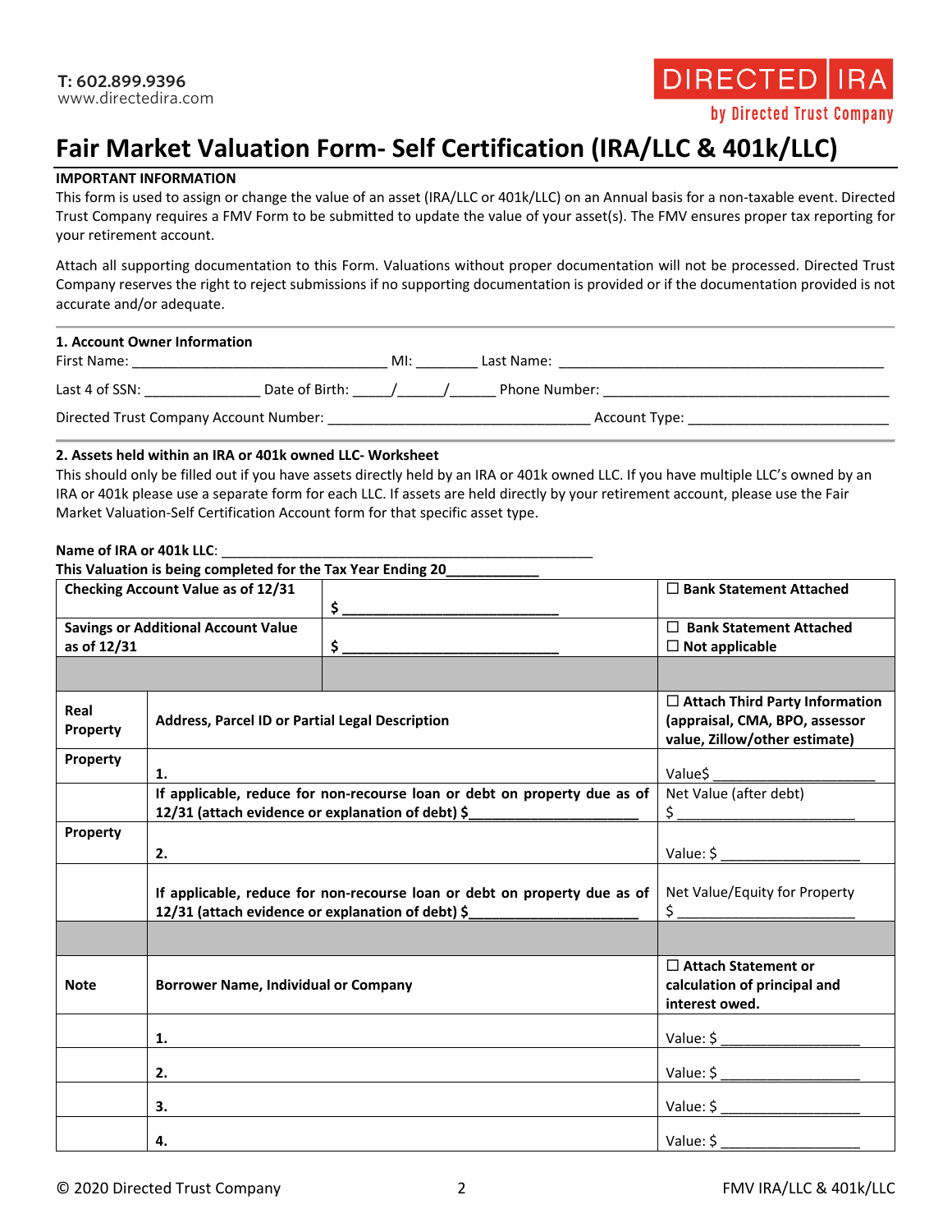T: 602.899.9396
www.directedira.com

DIRECTED IRA
by Directed Trust Company

# Fair Market Valuation Form- Self Certification (IRA/LLC & 401k/LLC)

**IMPORTANT INFORMATION**

This form is used to assign or change the value of an asset (IRA/LLC or 401k/LLC) on an Annual basis for a non-taxable event. Directed Trust Company requires a FMV Form to be submitted to update the value of your asset(s). The FMV ensures proper tax reporting for your retirement account.

Attach all supporting documentation to this Form. Valuations without proper documentation will not be processed. Directed Trust Company reserves the right to reject submissions if no supporting documentation is provided or if the documentation provided is not accurate and/or adequate.

**1. Account Owner Information**

First Name: _________________________________ MI: ________ Last Name: ___________________________________________

Last 4 of SSN: _______________ Date of Birth: _____/______/______ Phone Number: _____________________________________

Directed Trust Company Account Number: __________________________________ Account Type: __________________________

**2. Assets held within an IRA or 401k owned LLC- Worksheet**

This should only be filled out if you have assets directly held by an IRA or 401k owned LLC. If you have multiple LLC's owned by an IRA or 401k please use a separate form for each LLC. If assets are held directly by your retirement account, please use the Fair Market Valuation-Self Certification Account form for that specific asset type.

**Name of IRA or 401k LLC**: __________________________________________________

**This Valuation is being completed for the Tax Year Ending 20____________**

| | | |
|---|---|---|
| **Checking Account Value as of 12/31** | **$ ____________________________** | ☐ **Bank Statement Attached** |
| **Savings or Additional Account Value as of 12/31** | **$ ____________________________** | ☐ **Bank Statement Attached**<br>☐ **Not applicable** |
| | | |
| **Real Property** | **Address, Parcel ID or Partial Legal Description** | ☐ **Attach Third Party Information (appraisal, CMA, BPO, assessor value, Zillow/other estimate)** |
| **Property** | **1.** | Value$ _____________________ |
| | **If applicable, reduce for non-recourse loan or debt on property due as of 12/31 (attach evidence or explanation of debt) $______________________** | Net Value (after debt)<br>$ ______________________ |
| **Property** | **2.** | Value: $ __________________ |
| | **If applicable, reduce for non-recourse loan or debt on property due as of 12/31 (attach evidence or explanation of debt) $______________________** | Net Value/Equity for Property<br>$ ______________________ |
| | | |
| **Note** | **Borrower Name, Individual or Company** | ☐ **Attach Statement or calculation of principal and interest owed.** |
| | **1.** | Value: $ __________________ |
| | **2.** | Value: $ __________________ |
| | **3.** | Value: $ __________________ |
| | **4.** | Value: $ __________________ |

© 2020 Directed Trust Company

FMV IRA/LLC & 401k/LLC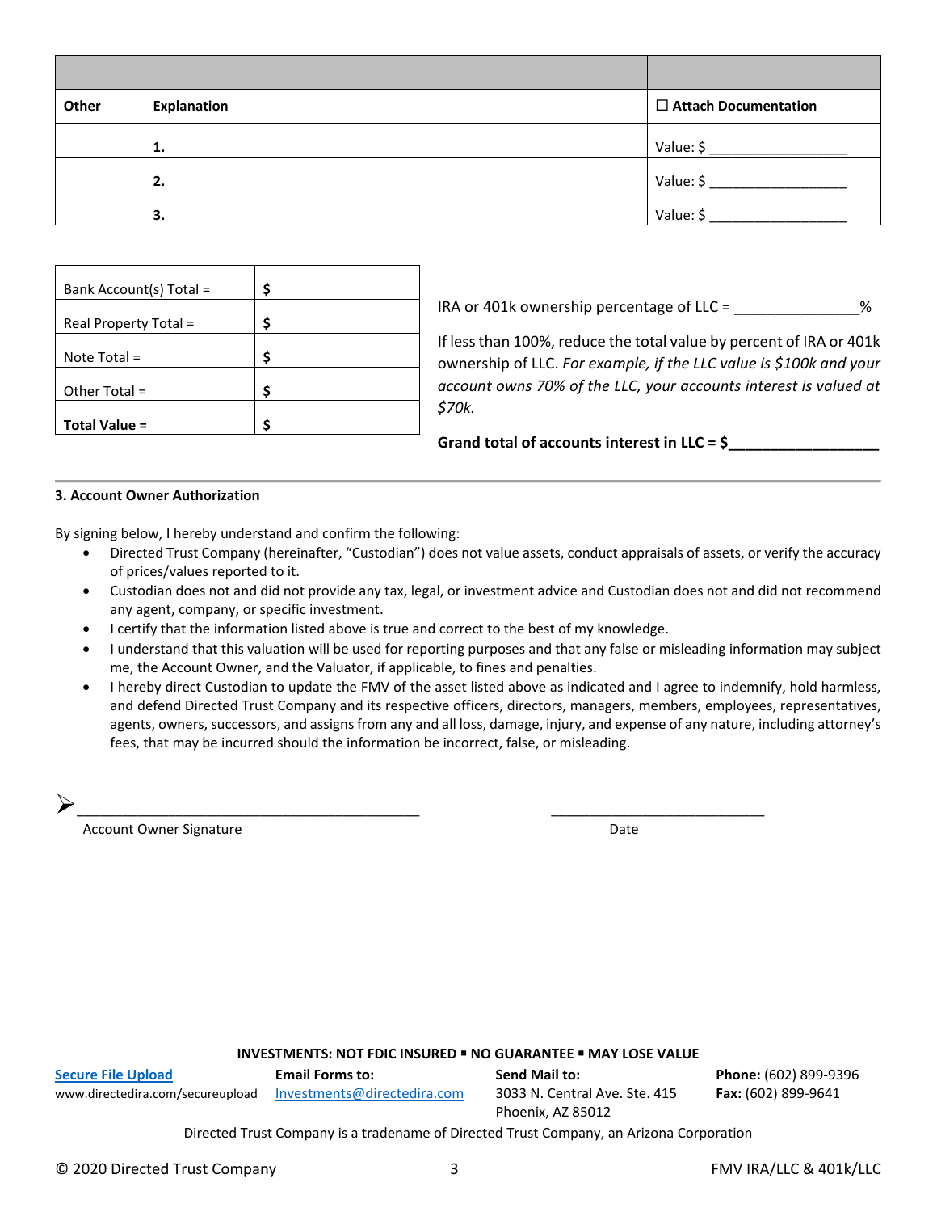| | | |
|---|---|---|
| **Other** | **Explanation** | ☐ **Attach Documentation** |
| | **1.** | Value: $ _________________ |
| | **2.** | Value: $ _________________ |
| | **3.** | Value: $ _________________ |

| | |
|---|---|
| Bank Account(s) Total = | **$** |
| Real Property Total = | **$** |
| Note Total = | **$** |
| Other Total = | **$** |
| **Total Value =** | **$** |

IRA or 401k ownership percentage of LLC = _______________%

If less than 100%, reduce the total value by percent of IRA or 401k ownership of LLC. *For example, if the LLC value is $100k and your account owns 70% of the LLC, your accounts interest is valued at $70k.*

**Grand total of accounts interest in LLC = $__________________**

### 3. Account Owner Authorization

By signing below, I hereby understand and confirm the following:

- Directed Trust Company (hereinafter, "Custodian") does not value assets, conduct appraisals of assets, or verify the accuracy of prices/values reported to it.
- Custodian does not and did not provide any tax, legal, or investment advice and Custodian does not and did not recommend any agent, company, or specific investment.
- I certify that the information listed above is true and correct to the best of my knowledge.
- I understand that this valuation will be used for reporting purposes and that any false or misleading information may subject me, the Account Owner, and the Valuator, if applicable, to fines and penalties.
- I hereby direct Custodian to update the FMV of the asset listed above as indicated and I agree to indemnify, hold harmless, and defend Directed Trust Company and its respective officers, directors, managers, members, employees, representatives, agents, owners, successors, and assigns from any and all loss, damage, injury, and expense of any nature, including attorney's fees, that may be incurred should the information be incorrect, false, or misleading.

➢ ____________________________________________ ____________________________

Account Owner Signature Date

**INVESTMENTS: NOT FDIC INSURED ▪ NO GUARANTEE ▪ MAY LOSE VALUE**

| | | | |
|---|---|---|---|
| **Secure File Upload** | **Email Forms to:** | **Send Mail to:** | **Phone:** (602) 899-9396 |
| www.directedira.com/secureupload | Investments@directedira.com | 3033 N. Central Ave. Ste. 415 Phoenix, AZ 85012 | **Fax:** (602) 899-9641 |

Directed Trust Company is a tradename of Directed Trust Company, an Arizona Corporation

© 2020 Directed Trust Company